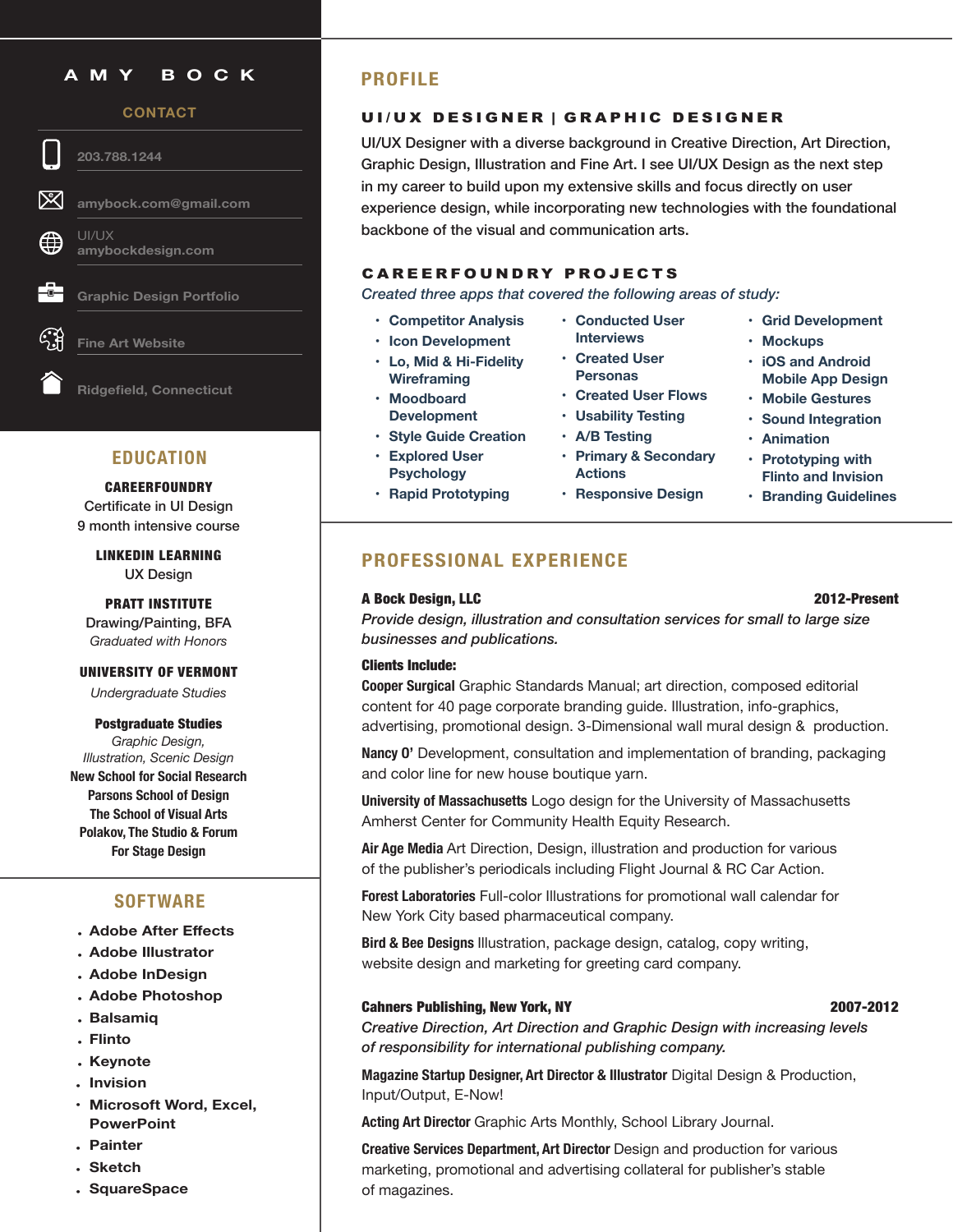# AMY BOCK

## CONTACT

- 203.788.1244
- amybock.com@gmail.com
- UI/UX amybockdesign.com
- Graphic Design Portfolio
- Fine Art Website
- Ridgefield, Connecticut

## EDUCATION

**CAREERFOUNDRY**
Certificate in UI Design
9 month intensive course

**LINKEDIN LEARNING**
UX Design

**PRATT INSTITUTE**
Drawing/Painting, BFA
*Graduated with Honors*

**UNIVERSITY OF VERMONT**
*Undergraduate Studies*

**Postgraduate Studies**
*Graphic Design, Illustration, Scenic Design*
**New School for Social Research**
**Parsons School of Design**
**The School of Visual Arts**
**Polakov, The Studio & Forum For Stage Design**

## SOFTWARE

- Adobe After Effects
- Adobe Illustrator
- Adobe InDesign
- Adobe Photoshop
- Balsamiq
- Flinto
- Keynote
- Invision
- Microsoft Word, Excel, PowerPoint
- Painter
- Sketch
- SquareSpace

## PROFILE

### UI/UX DESIGNER | GRAPHIC DESIGNER

UI/UX Designer with a diverse background in Creative Direction, Art Direction, Graphic Design, Illustration and Fine Art. I see UI/UX Design as the next step in my career to build upon my extensive skills and focus directly on user experience design, while incorporating new technologies with the foundational backbone of the visual and communication arts.

### CAREERFOUNDRY PROJECTS

*Created three apps that covered the following areas of study:*

- Competitor Analysis
- Icon Development
- Lo, Mid & Hi-Fidelity Wireframing
- Moodboard Development
- Style Guide Creation
- Explored User Psychology
- Rapid Prototyping
- Conducted User Interviews
- Created User Personas
- Created User Flows
- Usability Testing
- A/B Testing
- Primary & Secondary Actions
- Responsive Design
- Grid Development
- Mockups
- iOS and Android Mobile App Design
- Mobile Gestures
- Sound Integration
- Animation
- Prototyping with Flinto and Invision
- Branding Guidelines

## PROFESSIONAL EXPERIENCE

**A Bock Design, LLC** — **2012-Present**

*Provide design, illustration and consultation services for small to large size businesses and publications.*

**Clients Include:**

**Cooper Surgical** Graphic Standards Manual; art direction, composed editorial content for 40 page corporate branding guide. Illustration, info-graphics, advertising, promotional design. 3-Dimensional wall mural design & production.

**Nancy O'** Development, consultation and implementation of branding, packaging and color line for new house boutique yarn.

**University of Massachusetts** Logo design for the University of Massachusetts Amherst Center for Community Health Equity Research.

**Air Age Media** Art Direction, Design, illustration and production for various of the publisher's periodicals including Flight Journal & RC Car Action.

**Forest Laboratories** Full-color Illustrations for promotional wall calendar for New York City based pharmaceutical company.

**Bird & Bee Designs** Illustration, package design, catalog, copy writing, website design and marketing for greeting card company.

**Cahners Publishing, New York, NY** — **2007-2012**

*Creative Direction, Art Direction and Graphic Design with increasing levels of responsibility for international publishing company.*

**Magazine Startup Designer, Art Director & Illustrator** Digital Design & Production, Input/Output, E-Now!

**Acting Art Director** Graphic Arts Monthly, School Library Journal.

**Creative Services Department, Art Director** Design and production for various marketing, promotional and advertising collateral for publisher's stable of magazines.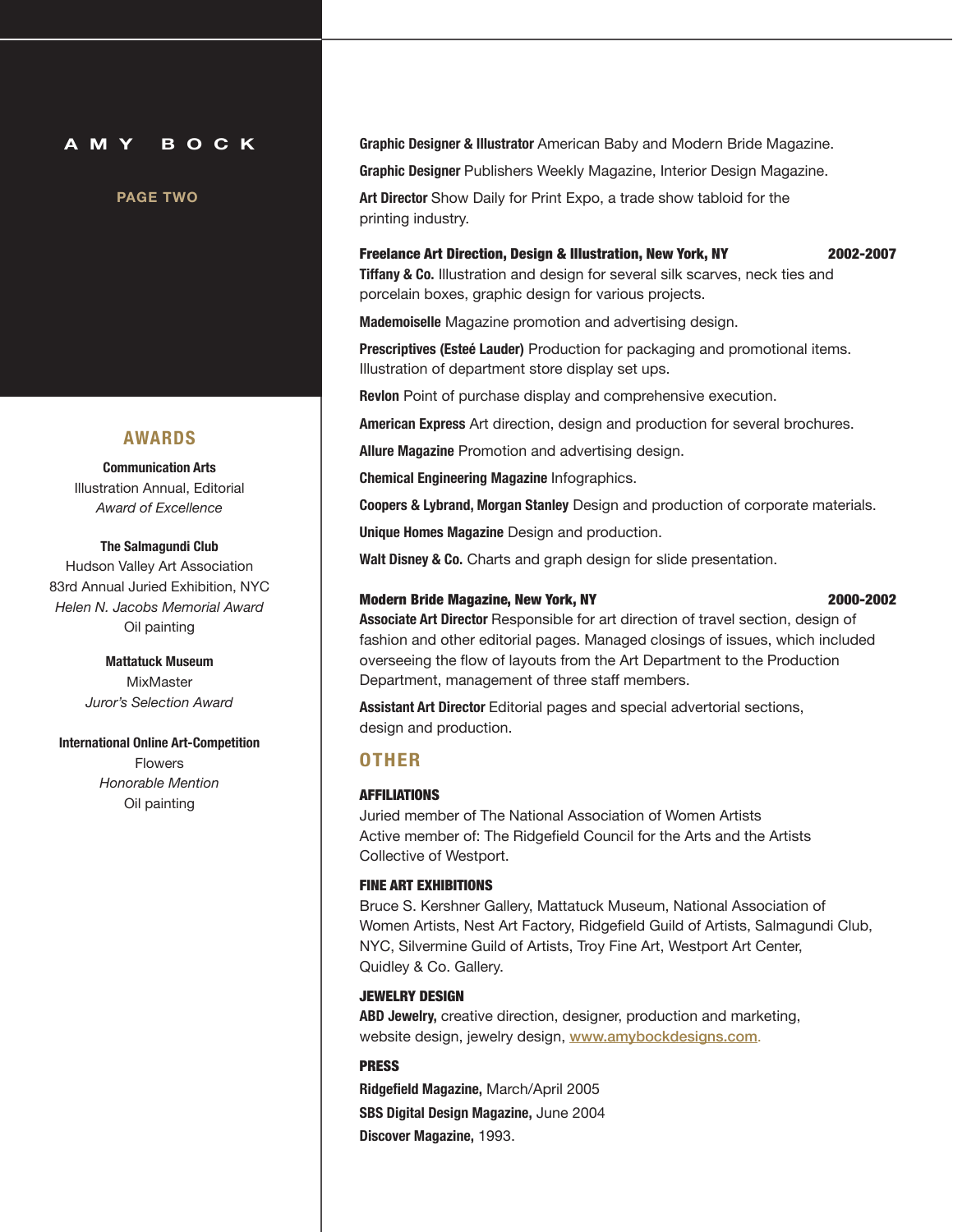# AMY BOCK

PAGE TWO

## AWARDS

**Communication Arts**
Illustration Annual, Editorial
*Award of Excellence*

**The Salmagundi Club**
Hudson Valley Art Association
83rd Annual Juried Exhibition, NYC
*Helen N. Jacobs Memorial Award*
Oil painting

**Mattatuck Museum**
MixMaster
*Juror's Selection Award*

**International Online Art-Competition**
Flowers
*Honorable Mention*
Oil painting

**Graphic Designer & Illustrator** American Baby and Modern Bride Magazine.

**Graphic Designer** Publishers Weekly Magazine, Interior Design Magazine.

**Art Director** Show Daily for Print Expo, a trade show tabloid for the printing industry.

**Freelance Art Direction, Design & Illustration, New York, NY** **2002-2007**

**Tiffany & Co.** Illustration and design for several silk scarves, neck ties and porcelain boxes, graphic design for various projects.

**Mademoiselle** Magazine promotion and advertising design.

**Prescriptives (Esteé Lauder)** Production for packaging and promotional items. Illustration of department store display set ups.

**Revlon** Point of purchase display and comprehensive execution.

**American Express** Art direction, design and production for several brochures.

**Allure Magazine** Promotion and advertising design.

**Chemical Engineering Magazine** Infographics.

**Coopers & Lybrand, Morgan Stanley** Design and production of corporate materials.

**Unique Homes Magazine** Design and production.

**Walt Disney & Co.** Charts and graph design for slide presentation.

**Modern Bride Magazine, New York, NY** **2000-2002**

**Associate Art Director** Responsible for art direction of travel section, design of fashion and other editorial pages. Managed closings of issues, which included overseeing the flow of layouts from the Art Department to the Production Department, management of three staff members.

**Assistant Art Director** Editorial pages and special advertorial sections, design and production.

## OTHER

### AFFILIATIONS

Juried member of The National Association of Women Artists
Active member of: The Ridgefield Council for the Arts and the Artists Collective of Westport.

### FINE ART EXHIBITIONS

Bruce S. Kershner Gallery, Mattatuck Museum, National Association of Women Artists, Nest Art Factory, Ridgefield Guild of Artists, Salmagundi Club, NYC, Silvermine Guild of Artists, Troy Fine Art, Westport Art Center, Quidley & Co. Gallery.

### JEWELRY DESIGN

**ABD Jewelry,** creative direction, designer, production and marketing, website design, jewelry design, www.amybockdesigns.com.

### PRESS

**Ridgefield Magazine,** March/April 2005

**SBS Digital Design Magazine,** June 2004

**Discover Magazine,** 1993.